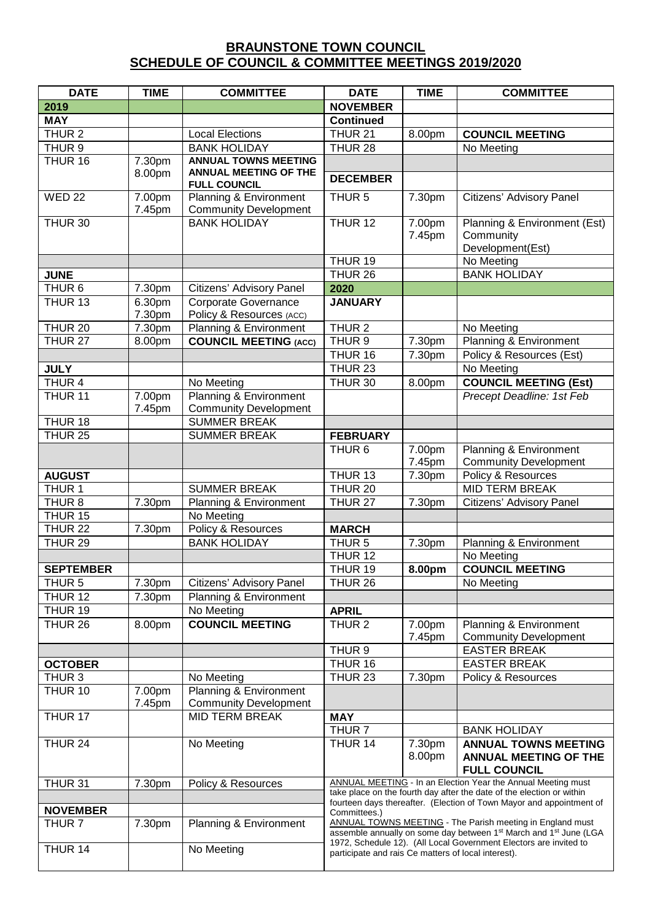# BRAUNSTONE TOWN COUNCIL
## SCHEDULE OF COUNCIL & COMMITTEE MEETINGS 2019/2020

| DATE | TIME | COMMITTEE | DATE | TIME | COMMITTEE |
|---|---|---|---|---|---|
| **2019** | | | **NOVEMBER** | | |
| **MAY** | | | **Continued** | | |
| THUR 2 | | Local Elections | THUR 21 | 8.00pm | **COUNCIL MEETING** |
| THUR 9 | | BANK HOLIDAY | THUR 28 | | No Meeting |
| THUR 16 | 7.30pm 8.00pm | **ANNUAL TOWNS MEETING ANNUAL MEETING OF THE FULL COUNCIL** | | | |
| | | | **DECEMBER** | | |
| WED 22 | 7.00pm 7.45pm | Planning & Environment Community Development | THUR 5 | 7.30pm | Citizens' Advisory Panel |
| THUR 30 | | BANK HOLIDAY | THUR 12 | 7.00pm 7.45pm | Planning & Environment (Est) Community Development(Est) |
| | | | THUR 19 | | No Meeting |
| **JUNE** | | | THUR 26 | | BANK HOLIDAY |
| THUR 6 | 7.30pm | Citizens' Advisory Panel | **2020** | | |
| THUR 13 | 6.30pm 7.30pm | Corporate Governance Policy & Resources (ACC) | **JANUARY** | | |
| THUR 20 | 7.30pm | Planning & Environment | THUR 2 | | No Meeting |
| THUR 27 | 8.00pm | **COUNCIL MEETING (ACC)** | THUR 9 | 7.30pm | Planning & Environment |
| | | | THUR 16 | 7.30pm | Policy & Resources (Est) |
| **JULY** | | | THUR 23 | | No Meeting |
| THUR 4 | | No Meeting | THUR 30 | 8.00pm | **COUNCIL MEETING (Est)** |
| THUR 11 | 7.00pm 7.45pm | Planning & Environment Community Development | | | *Precept Deadline: 1st Feb* |
| THUR 18 | | SUMMER BREAK | | | |
| THUR 25 | | SUMMER BREAK | **FEBRUARY** | | |
| | | | THUR 6 | 7.00pm 7.45pm | Planning & Environment Community Development |
| **AUGUST** | | | THUR 13 | 7.30pm | Policy & Resources |
| THUR 1 | | SUMMER BREAK | THUR 20 | | MID TERM BREAK |
| THUR 8 | 7.30pm | Planning & Environment | THUR 27 | 7.30pm | Citizens' Advisory Panel |
| THUR 15 | | No Meeting | | | |
| THUR 22 | 7.30pm | Policy & Resources | **MARCH** | | |
| THUR 29 | | BANK HOLIDAY | THUR 5 | 7.30pm | Planning & Environment |
| | | | THUR 12 | | No Meeting |
| **SEPTEMBER** | | | THUR 19 | **8.00pm** | **COUNCIL MEETING** |
| THUR 5 | 7.30pm | Citizens' Advisory Panel | THUR 26 | | No Meeting |
| THUR 12 | 7.30pm | Planning & Environment | | | |
| THUR 19 | | No Meeting | **APRIL** | | |
| THUR 26 | 8.00pm | **COUNCIL MEETING** | THUR 2 | 7.00pm 7.45pm | Planning & Environment Community Development |
| | | | THUR 9 | | EASTER BREAK |
| **OCTOBER** | | | THUR 16 | | EASTER BREAK |
| THUR 3 | | No Meeting | THUR 23 | 7.30pm | Policy & Resources |
| THUR 10 | 7.00pm 7.45pm | Planning & Environment Community Development | | | |
| THUR 17 | | MID TERM BREAK | **MAY** | | |
| | | | THUR 7 | | BANK HOLIDAY |
| THUR 24 | | No Meeting | THUR 14 | 7.30pm 8.00pm | **ANNUAL TOWNS MEETING ANNUAL MEETING OF THE FULL COUNCIL** |
| THUR 31 | 7.30pm | Policy & Resources | | | |
| **NOVEMBER** | | | | | |
| THUR 7 | 7.30pm | Planning & Environment | | | |
| THUR 14 | | No Meeting | | | |

ANNUAL MEETING - In an Election Year the Annual Meeting must take place on the fourth day after the date of the election or within fourteen days thereafter. (Election of Town Mayor and appointment of Committees.)

ANNUAL TOWNS MEETING - The Parish meeting in England must assemble annually on some day between 1st March and 1st June (LGA 1972, Schedule 12). (All Local Government Electors are invited to participate and rais Ce matters of local interest).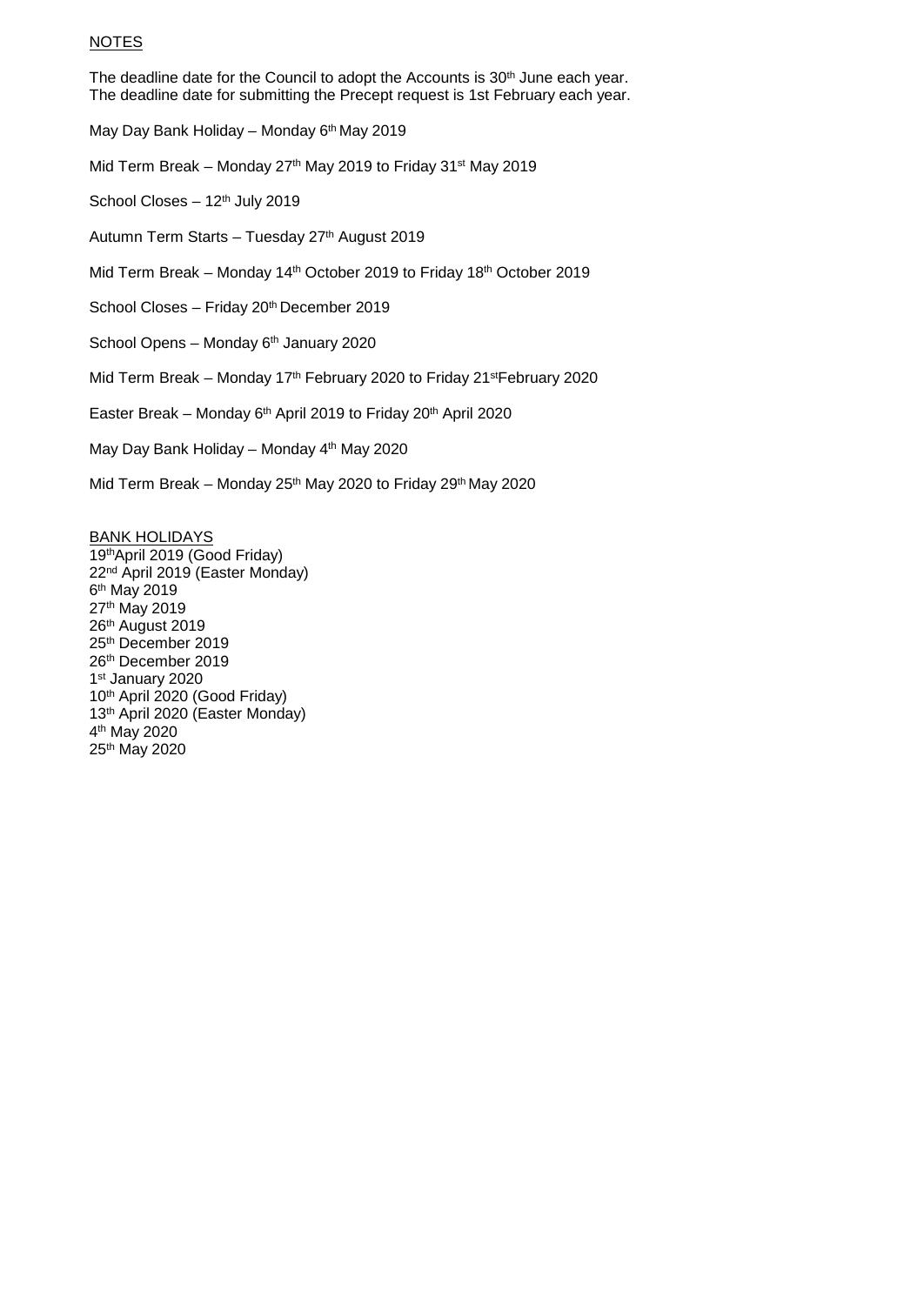NOTES

The deadline date for the Council to adopt the Accounts is 30th June each year.
The deadline date for submitting the Precept request is 1st February each year.

May Day Bank Holiday – Monday 6th May 2019

Mid Term Break – Monday 27th May 2019 to Friday 31st May 2019

School Closes – 12th July 2019

Autumn Term Starts – Tuesday 27th August 2019

Mid Term Break – Monday 14th October 2019 to Friday 18th October 2019

School Closes – Friday 20th December 2019

School Opens – Monday 6th January 2020

Mid Term Break – Monday 17th February 2020 to Friday 21stFebruary 2020

Easter Break – Monday 6th April 2019 to Friday 20th April 2020

May Day Bank Holiday – Monday 4th May 2020

Mid Term Break – Monday 25th May 2020 to Friday 29th May 2020

BANK HOLIDAYS
19thApril 2019 (Good Friday)
22nd April 2019 (Easter Monday)
6th May 2019
27th May 2019
26th August 2019
25th December 2019
26th December 2019
1st January 2020
10th April 2020 (Good Friday)
13th April 2020 (Easter Monday)
4th May 2020
25th May 2020